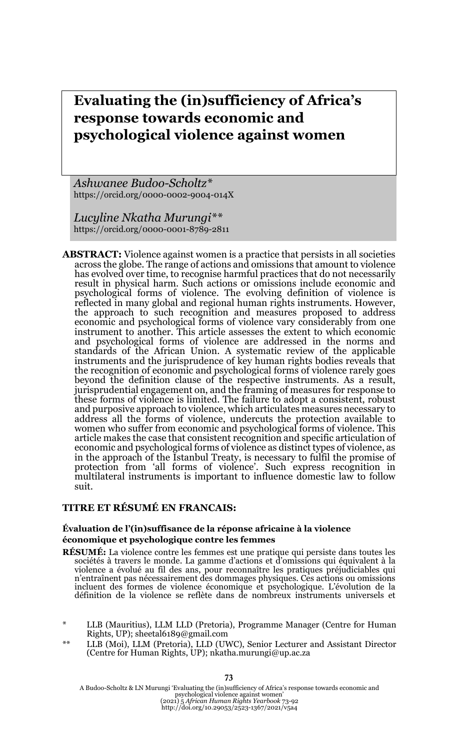# Evaluating the (in)sufficiency of Africa's response towards economic and psychological violence against women

*Ashwanee Budoo-Scholtz**
https://orcid.org/0000-0002-9004-014X

*Lucyline Nkatha Murungi***
https://orcid.org/0000-0001-8789-2811

**ABSTRACT:** Violence against women is a practice that persists in all societies across the globe. The range of actions and omissions that amount to violence has evolved over time, to recognise harmful practices that do not necessarily result in physical harm. Such actions or omissions include economic and psychological forms of violence. The evolving definition of violence is reflected in many global and regional human rights instruments. However, the approach to such recognition and measures proposed to address economic and psychological forms of violence vary considerably from one instrument to another. This article assesses the extent to which economic and psychological forms of violence are addressed in the norms and standards of the African Union. A systematic review of the applicable instruments and the jurisprudence of key human rights bodies reveals that the recognition of economic and psychological forms of violence rarely goes beyond the definition clause of the respective instruments. As a result, jurisprudential engagement on, and the framing of measures for response to these forms of violence is limited. The failure to adopt a consistent, robust and purposive approach to violence, which articulates measures necessary to address all the forms of violence, undercuts the protection available to women who suffer from economic and psychological forms of violence. This article makes the case that consistent recognition and specific articulation of economic and psychological forms of violence as distinct types of violence, as in the approach of the Istanbul Treaty, is necessary to fulfil the promise of protection from 'all forms of violence'. Such express recognition in multilateral instruments is important to influence domestic law to follow suit.

**TITRE ET RÉSUMÉ EN FRANCAIS:**

**Évaluation de l'(in)suffisance de la réponse africaine à la violence économique et psychologique contre les femmes**

**RÉSUMÉ:** La violence contre les femmes est une pratique qui persiste dans toutes les sociétés à travers le monde. La gamme d'actions et d'omissions qui équivalent à la violence a évolué au fil des ans, pour reconnaître les pratiques préjudiciables qui n'entraînent pas nécessairement des dommages physiques. Ces actions ou omissions incluent des formes de violence économique et psychologique. L'évolution de la définition de la violence se reflète dans de nombreux instruments universels et

\* LLB (Mauritius), LLM LLD (Pretoria), Programme Manager (Centre for Human Rights, UP); sheetal6189@gmail.com

\*\* LLB (Moi), LLM (Pretoria), LLD (UWC), Senior Lecturer and Assistant Director (Centre for Human Rights, UP); nkatha.murungi@up.ac.za

A Budoo-Scholtz & LN Murungi 'Evaluating the (in)sufficiency of Africa's response towards economic and psychological violence against women' (2021) 5 *African Human Rights Yearbook* 73-92
http://doi.org/10.29053/2523-1367/2021/v5a4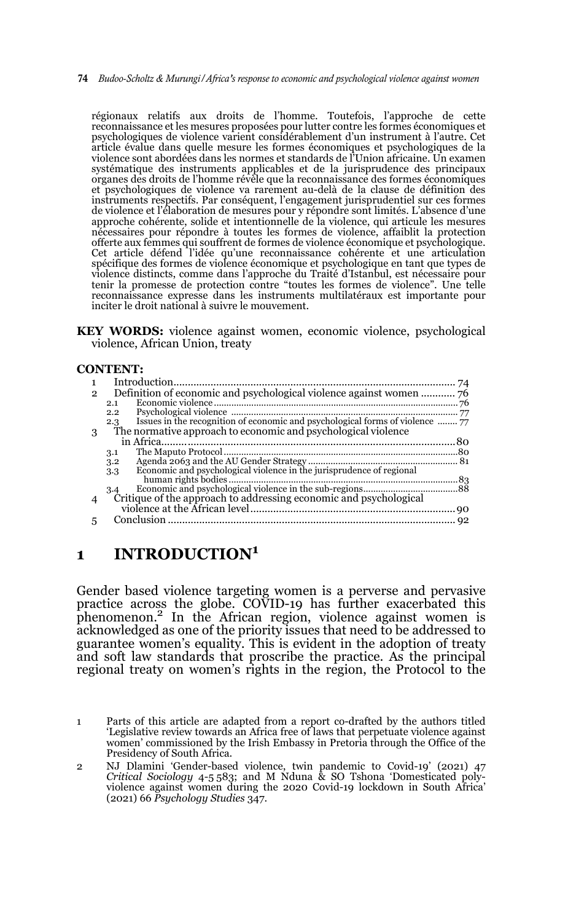régionaux relatifs aux droits de l'homme. Toutefois, l'approche de cette reconnaissance et les mesures proposées pour lutter contre les formes économiques et psychologiques de violence varient considérablement d'un instrument à l'autre. Cet article évalue dans quelle mesure les formes économiques et psychologiques de la violence sont abordées dans les normes et standards de l'Union africaine. Un examen systématique des instruments applicables et de la jurisprudence des principaux organes des droits de l'homme révèle que la reconnaissance des formes économiques et psychologiques de violence va rarement au-delà de la clause de définition des instruments respectifs. Par conséquent, l'engagement jurisprudentiel sur ces formes de violence et l'élaboration de mesures pour y répondre sont limités. L'absence d'une approche cohérente, solide et intentionnelle de la violence, qui articule les mesures nécessaires pour répondre à toutes les formes de violence, affaiblit la protection offerte aux femmes qui souffrent de formes de violence économique et psychologique. Cet article défend l'idée qu'une reconnaissance cohérente et une articulation spécifique des formes de violence économique et psychologique en tant que types de violence distincts, comme dans l'approche du Traité d'Istanbul, est nécessaire pour tenir la promesse de protection contre "toutes les formes de violence". Une telle reconnaissance expresse dans les instruments multilatéraux est importante pour inciter le droit national à suivre le mouvement.

**KEY WORDS:** violence against women, economic violence, psychological violence, African Union, treaty

**CONTENT:**

1 Introduction .......... 74
2 Definition of economic and psychological violence against women .......... 76
  2.1 Economic violence .......... 76
  2.2 Psychological violence .......... 77
  2.3 Issues in the recognition of economic and psychological forms of violence .......... 77
3 The normative approach to economic and psychological violence in Africa .......... 80
  3.1 The Maputo Protocol .......... 80
  3.2 Agenda 2063 and the AU Gender Strategy .......... 81
  3.3 Economic and psychological violence in the jurisprudence of regional human rights bodies .......... 83
  3.4 Economic and psychological violence in the sub-regions .......... 88
4 Critique of the approach to addressing economic and psychological violence at the African level .......... 90
5 Conclusion .......... 92

# 1 INTRODUCTION[1]

Gender based violence targeting women is a perverse and pervasive practice across the globe. COVID-19 has further exacerbated this phenomenon.[2] In the African region, violence against women is acknowledged as one of the priority issues that need to be addressed to guarantee women's equality. This is evident in the adoption of treaty and soft law standards that proscribe the practice. As the principal regional treaty on women's rights in the region, the Protocol to the

[1] Parts of this article are adapted from a report co-drafted by the authors titled 'Legislative review towards an Africa free of laws that perpetuate violence against women' commissioned by the Irish Embassy in Pretoria through the Office of the Presidency of South Africa.

[2] NJ Dlamini 'Gender-based violence, twin pandemic to Covid-19' (2021) 47 *Critical Sociology* 4-5 583; and M Nduna & SO Tshona 'Domesticated poly-violence against women during the 2020 Covid-19 lockdown in South Africa' (2021) 66 *Psychology Studies* 347.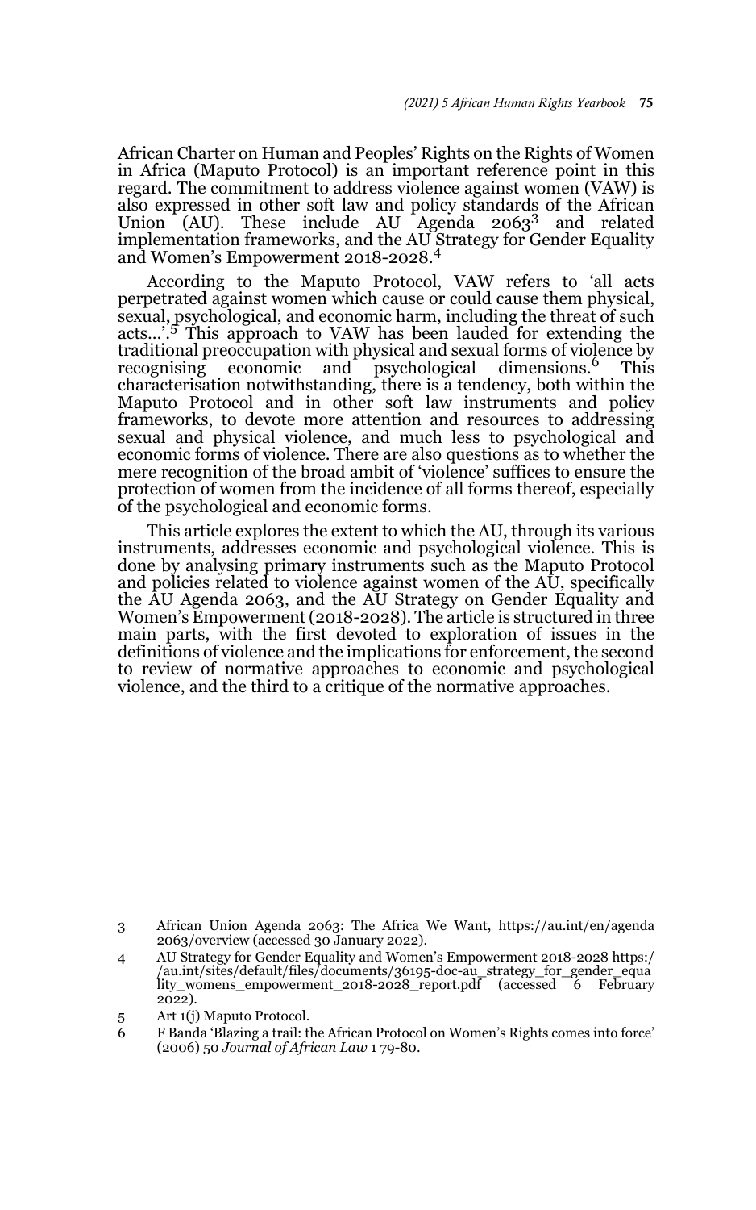African Charter on Human and Peoples' Rights on the Rights of Women in Africa (Maputo Protocol) is an important reference point in this regard. The commitment to address violence against women (VAW) is also expressed in other soft law and policy standards of the African Union (AU). These include AU Agenda 2063[3] and related implementation frameworks, and the AU Strategy for Gender Equality and Women's Empowerment 2018-2028.[4]

According to the Maputo Protocol, VAW refers to 'all acts perpetrated against women which cause or could cause them physical, sexual, psychological, and economic harm, including the threat of such acts…'.[5] This approach to VAW has been lauded for extending the traditional preoccupation with physical and sexual forms of violence by recognising economic and psychological dimensions.[6] This characterisation notwithstanding, there is a tendency, both within the Maputo Protocol and in other soft law instruments and policy frameworks, to devote more attention and resources to addressing sexual and physical violence, and much less to psychological and economic forms of violence. There are also questions as to whether the mere recognition of the broad ambit of 'violence' suffices to ensure the protection of women from the incidence of all forms thereof, especially of the psychological and economic forms.

This article explores the extent to which the AU, through its various instruments, addresses economic and psychological violence. This is done by analysing primary instruments such as the Maputo Protocol and policies related to violence against women of the AU, specifically the AU Agenda 2063, and the AU Strategy on Gender Equality and Women's Empowerment (2018-2028). The article is structured in three main parts, with the first devoted to exploration of issues in the definitions of violence and the implications for enforcement, the second to review of normative approaches to economic and psychological violence, and the third to a critique of the normative approaches.

3 African Union Agenda 2063: The Africa We Want, https://au.int/en/agenda2063/overview (accessed 30 January 2022).

4 AU Strategy for Gender Equality and Women's Empowerment 2018-2028 https://au.int/sites/default/files/documents/36195-doc-au_strategy_for_gender_equality_womens_empowerment_2018-2028_report.pdf (accessed 6 February 2022).

5 Art 1(j) Maputo Protocol.

6 F Banda 'Blazing a trail: the African Protocol on Women's Rights comes into force' (2006) 50 *Journal of African Law* 1 79-80.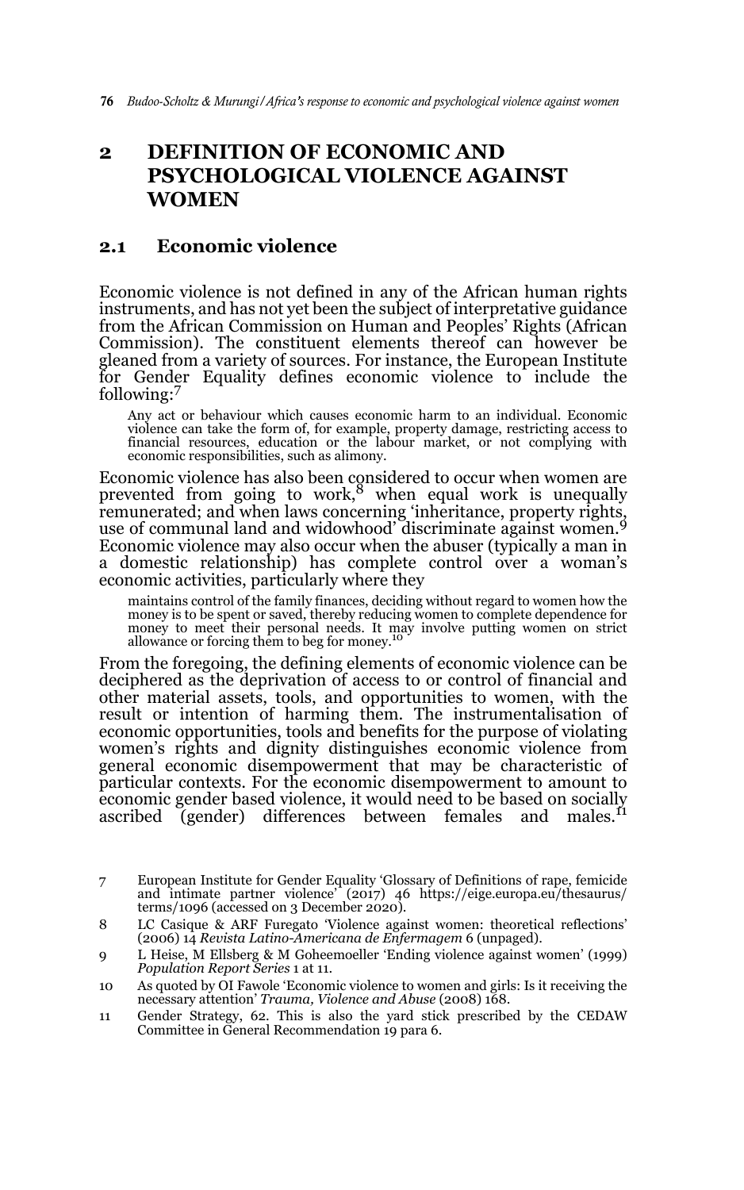## 2 DEFINITION OF ECONOMIC AND PSYCHOLOGICAL VIOLENCE AGAINST WOMEN

### 2.1 Economic violence

Economic violence is not defined in any of the African human rights instruments, and has not yet been the subject of interpretative guidance from the African Commission on Human and Peoples' Rights (African Commission). The constituent elements thereof can however be gleaned from a variety of sources. For instance, the European Institute for Gender Equality defines economic violence to include the following:[7]

> Any act or behaviour which causes economic harm to an individual. Economic violence can take the form of, for example, property damage, restricting access to financial resources, education or the labour market, or not complying with economic responsibilities, such as alimony.

Economic violence has also been considered to occur when women are prevented from going to work,[8] when equal work is unequally remunerated; and when laws concerning 'inheritance, property rights, use of communal land and widowhood' discriminate against women.[9] Economic violence may also occur when the abuser (typically a man in a domestic relationship) has complete control over a woman's economic activities, particularly where they

> maintains control of the family finances, deciding without regard to women how the money is to be spent or saved, thereby reducing women to complete dependence for money to meet their personal needs. It may involve putting women on strict allowance or forcing them to beg for money.[10]

From the foregoing, the defining elements of economic violence can be deciphered as the deprivation of access to or control of financial and other material assets, tools, and opportunities to women, with the result or intention of harming them. The instrumentalisation of economic opportunities, tools and benefits for the purpose of violating women's rights and dignity distinguishes economic violence from general economic disempowerment that may be characteristic of particular contexts. For the economic disempowerment to amount to economic gender based violence, it would need to be based on socially ascribed (gender) differences between females and males.[11]

---

7 European Institute for Gender Equality 'Glossary of Definitions of rape, femicide and intimate partner violence' (2017) 46 https://eige.europa.eu/thesaurus/terms/1096 (accessed on 3 December 2020).

8 LC Casique & ARF Furegato 'Violence against women: theoretical reflections' (2006) 14 *Revista Latino-Americana de Enfermagem* 6 (unpaged).

9 L Heise, M Ellsberg & M Goheemoeller 'Ending violence against women' (1999) *Population Report Series* 1 at 11.

10 As quoted by OI Fawole 'Economic violence to women and girls: Is it receiving the necessary attention' *Trauma, Violence and Abuse* (2008) 168.

11 Gender Strategy, 62. This is also the yard stick prescribed by the CEDAW Committee in General Recommendation 19 para 6.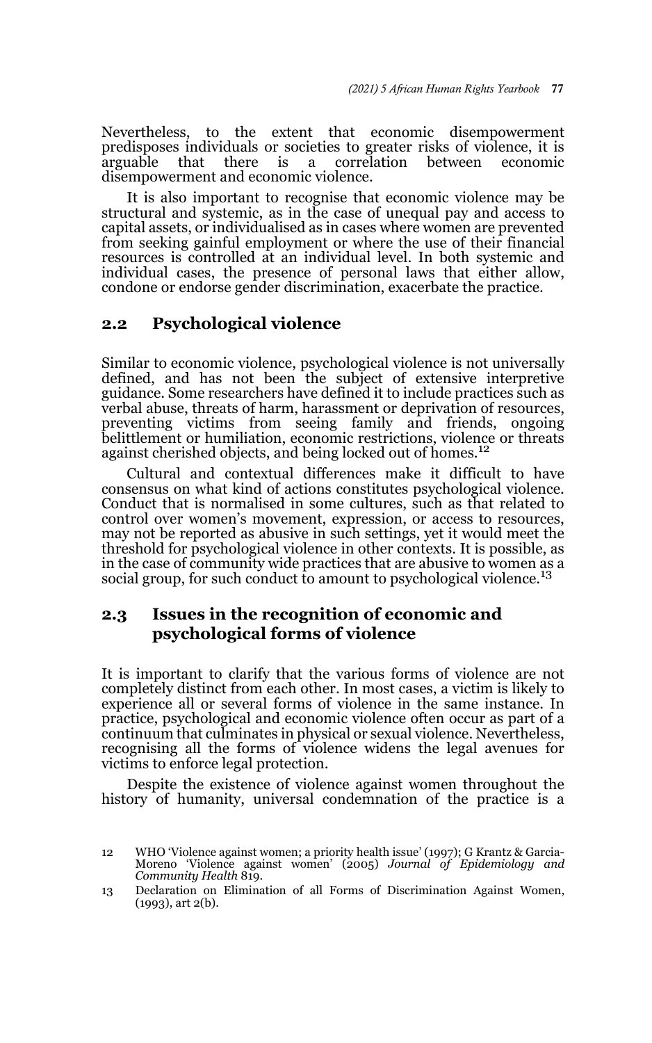Nevertheless, to the extent that economic disempowerment predisposes individuals or societies to greater risks of violence, it is arguable that there is a correlation between economic disempowerment and economic violence.

It is also important to recognise that economic violence may be structural and systemic, as in the case of unequal pay and access to capital assets, or individualised as in cases where women are prevented from seeking gainful employment or where the use of their financial resources is controlled at an individual level. In both systemic and individual cases, the presence of personal laws that either allow, condone or endorse gender discrimination, exacerbate the practice.

## 2.2 Psychological violence

Similar to economic violence, psychological violence is not universally defined, and has not been the subject of extensive interpretive guidance. Some researchers have defined it to include practices such as verbal abuse, threats of harm, harassment or deprivation of resources, preventing victims from seeing family and friends, ongoing belittlement or humiliation, economic restrictions, violence or threats against cherished objects, and being locked out of homes.[12]

Cultural and contextual differences make it difficult to have consensus on what kind of actions constitutes psychological violence. Conduct that is normalised in some cultures, such as that related to control over women's movement, expression, or access to resources, may not be reported as abusive in such settings, yet it would meet the threshold for psychological violence in other contexts. It is possible, as in the case of community wide practices that are abusive to women as a social group, for such conduct to amount to psychological violence.[13]

## 2.3 Issues in the recognition of economic and psychological forms of violence

It is important to clarify that the various forms of violence are not completely distinct from each other. In most cases, a victim is likely to experience all or several forms of violence in the same instance. In practice, psychological and economic violence often occur as part of a continuum that culminates in physical or sexual violence. Nevertheless, recognising all the forms of violence widens the legal avenues for victims to enforce legal protection.

Despite the existence of violence against women throughout the history of humanity, universal condemnation of the practice is a

---

12 WHO 'Violence against women; a priority health issue' (1997); G Krantz & Garcia-Moreno 'Violence against women' (2005) *Journal of Epidemiology and Community Health* 819.

13 Declaration on Elimination of all Forms of Discrimination Against Women, (1993), art 2(b).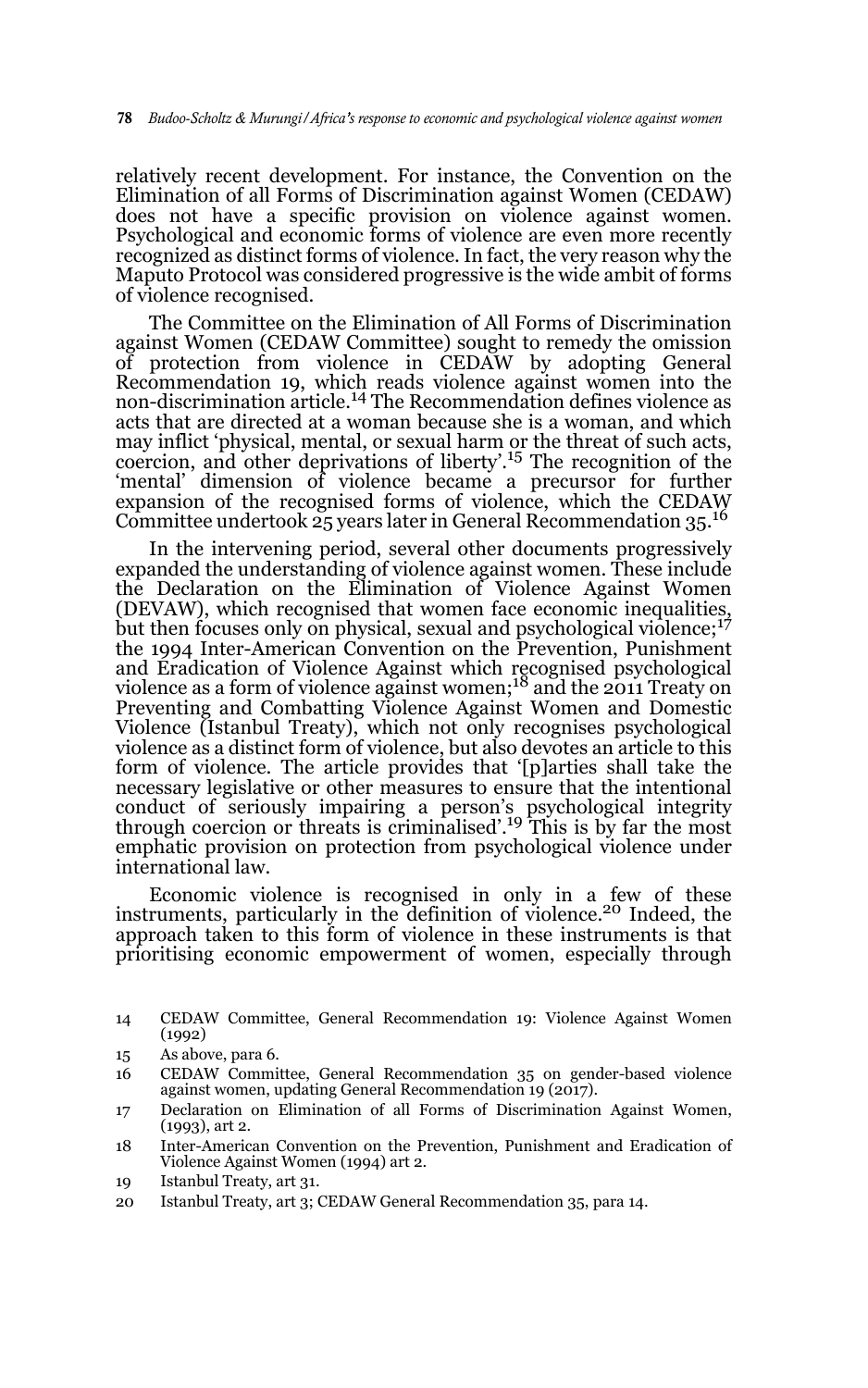relatively recent development. For instance, the Convention on the Elimination of all Forms of Discrimination against Women (CEDAW) does not have a specific provision on violence against women. Psychological and economic forms of violence are even more recently recognized as distinct forms of violence. In fact, the very reason why the Maputo Protocol was considered progressive is the wide ambit of forms of violence recognised.

The Committee on the Elimination of All Forms of Discrimination against Women (CEDAW Committee) sought to remedy the omission of protection from violence in CEDAW by adopting General Recommendation 19, which reads violence against women into the non-discrimination article.[14] The Recommendation defines violence as acts that are directed at a woman because she is a woman, and which may inflict 'physical, mental, or sexual harm or the threat of such acts, coercion, and other deprivations of liberty'.[15] The recognition of the 'mental' dimension of violence became a precursor for further expansion of the recognised forms of violence, which the CEDAW Committee undertook 25 years later in General Recommendation 35.[16]

In the intervening period, several other documents progressively expanded the understanding of violence against women. These include the Declaration on the Elimination of Violence Against Women (DEVAW), which recognised that women face economic inequalities, but then focuses only on physical, sexual and psychological violence;[17] the 1994 Inter-American Convention on the Prevention, Punishment and Eradication of Violence Against which recognised psychological violence as a form of violence against women;[18] and the 2011 Treaty on Preventing and Combatting Violence Against Women and Domestic Violence (Istanbul Treaty), which not only recognises psychological violence as a distinct form of violence, but also devotes an article to this form of violence. The article provides that '[p]arties shall take the necessary legislative or other measures to ensure that the intentional conduct of seriously impairing a person's psychological integrity through coercion or threats is criminalised'.[19] This is by far the most emphatic provision on protection from psychological violence under international law.

Economic violence is recognised in only in a few of these instruments, particularly in the definition of violence.[20] Indeed, the approach taken to this form of violence in these instruments is that prioritising economic empowerment of women, especially through

14 CEDAW Committee, General Recommendation 19: Violence Against Women (1992)

15 As above, para 6.

16 CEDAW Committee, General Recommendation 35 on gender-based violence against women, updating General Recommendation 19 (2017).

17 Declaration on Elimination of all Forms of Discrimination Against Women, (1993), art 2.

18 Inter-American Convention on the Prevention, Punishment and Eradication of Violence Against Women (1994) art 2.

19 Istanbul Treaty, art 31.

20 Istanbul Treaty, art 3; CEDAW General Recommendation 35, para 14.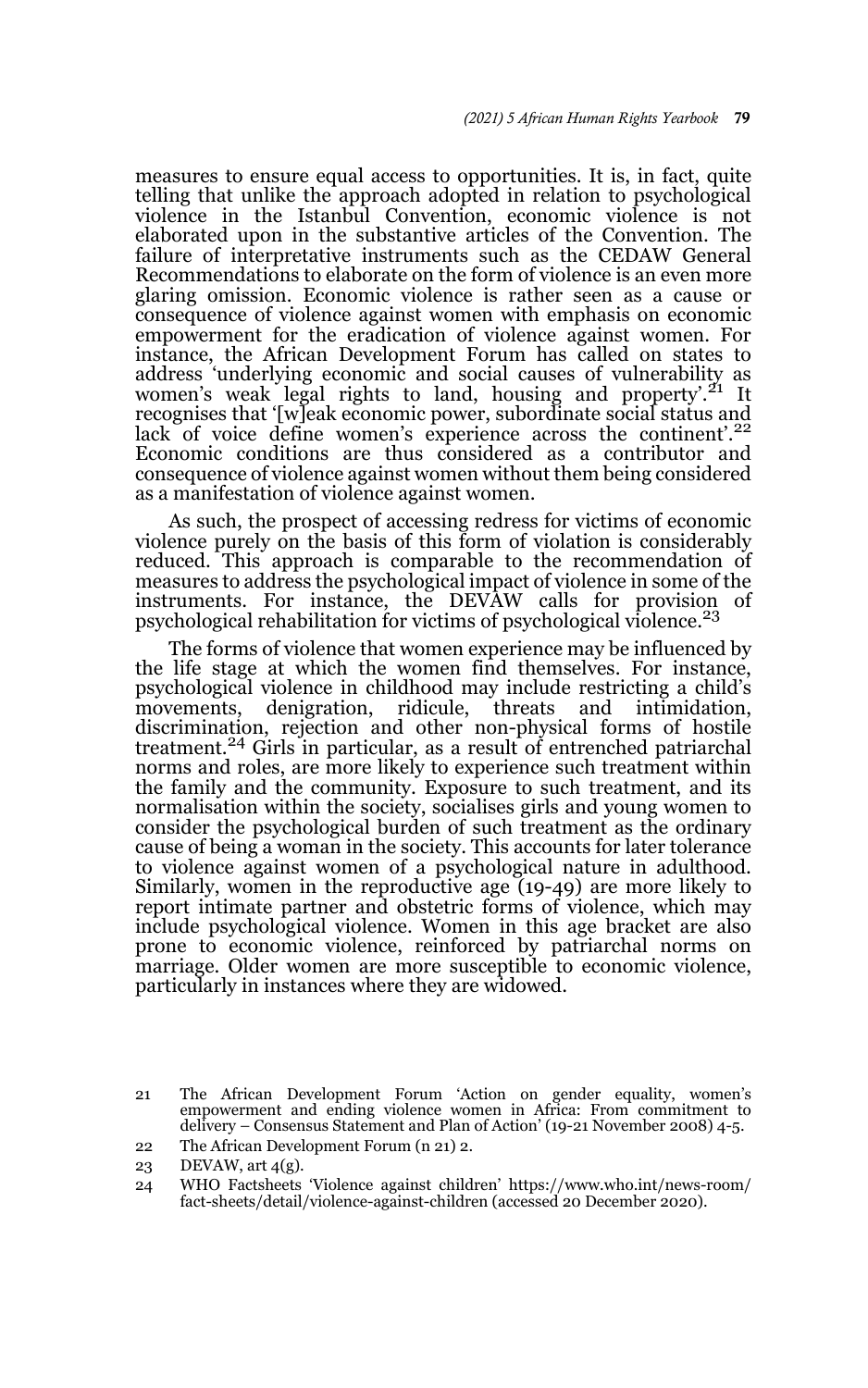measures to ensure equal access to opportunities. It is, in fact, quite telling that unlike the approach adopted in relation to psychological violence in the Istanbul Convention, economic violence is not elaborated upon in the substantive articles of the Convention. The failure of interpretative instruments such as the CEDAW General Recommendations to elaborate on the form of violence is an even more glaring omission. Economic violence is rather seen as a cause or consequence of violence against women with emphasis on economic empowerment for the eradication of violence against women. For instance, the African Development Forum has called on states to address 'underlying economic and social causes of vulnerability as women's weak legal rights to land, housing and property'.[21] It recognises that '[w]eak economic power, subordinate social status and lack of voice define women's experience across the continent'.[22] Economic conditions are thus considered as a contributor and consequence of violence against women without them being considered as a manifestation of violence against women.

As such, the prospect of accessing redress for victims of economic violence purely on the basis of this form of violation is considerably reduced. This approach is comparable to the recommendation of measures to address the psychological impact of violence in some of the instruments. For instance, the DEVAW calls for provision of psychological rehabilitation for victims of psychological violence.[23]

The forms of violence that women experience may be influenced by the life stage at which the women find themselves. For instance, psychological violence in childhood may include restricting a child's movements, denigration, ridicule, threats and intimidation, discrimination, rejection and other non-physical forms of hostile treatment.[24] Girls in particular, as a result of entrenched patriarchal norms and roles, are more likely to experience such treatment within the family and the community. Exposure to such treatment, and its normalisation within the society, socialises girls and young women to consider the psychological burden of such treatment as the ordinary cause of being a woman in the society. This accounts for later tolerance to violence against women of a psychological nature in adulthood. Similarly, women in the reproductive age (19-49) are more likely to report intimate partner and obstetric forms of violence, which may include psychological violence. Women in this age bracket are also prone to economic violence, reinforced by patriarchal norms on marriage. Older women are more susceptible to economic violence, particularly in instances where they are widowed.

---

21 The African Development Forum 'Action on gender equality, women's empowerment and ending violence women in Africa: From commitment to delivery – Consensus Statement and Plan of Action' (19-21 November 2008) 4-5.

22 The African Development Forum (n 21) 2.

23 DEVAW, art 4(g).

24 WHO Factsheets 'Violence against children' https://www.who.int/news-room/fact-sheets/detail/violence-against-children (accessed 20 December 2020).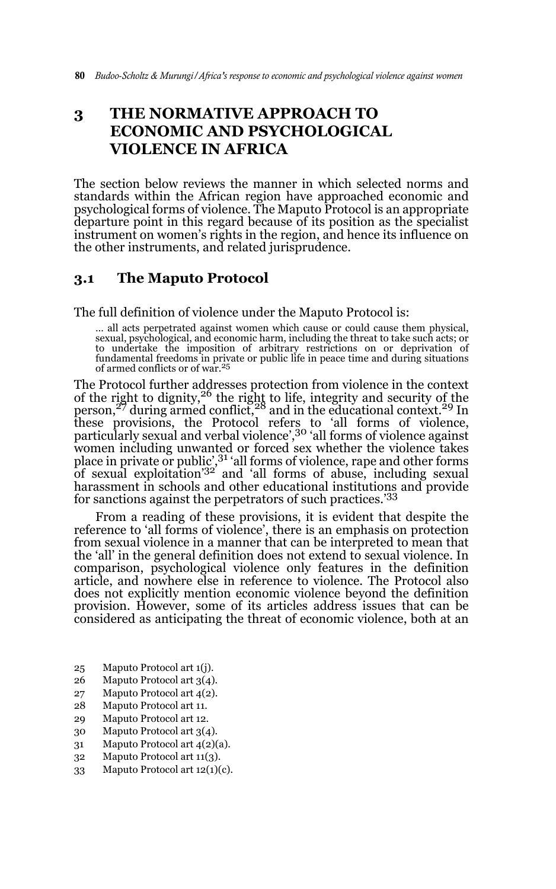# 3 THE NORMATIVE APPROACH TO ECONOMIC AND PSYCHOLOGICAL VIOLENCE IN AFRICA

The section below reviews the manner in which selected norms and standards within the African region have approached economic and psychological forms of violence. The Maputo Protocol is an appropriate departure point in this regard because of its position as the specialist instrument on women's rights in the region, and hence its influence on the other instruments, and related jurisprudence.

## 3.1 The Maputo Protocol

The full definition of violence under the Maputo Protocol is:

> … all acts perpetrated against women which cause or could cause them physical, sexual, psychological, and economic harm, including the threat to take such acts; or to undertake the imposition of arbitrary restrictions on or deprivation of fundamental freedoms in private or public life in peace time and during situations of armed conflicts or of war.[25]

The Protocol further addresses protection from violence in the context of the right to dignity,[26] the right to life, integrity and security of the person,[27] during armed conflict,[28] and in the educational context.[29] In these provisions, the Protocol refers to 'all forms of violence, particularly sexual and verbal violence',[30] 'all forms of violence against women including unwanted or forced sex whether the violence takes place in private or public',[31] 'all forms of violence, rape and other forms of sexual exploitation'[32] and 'all forms of abuse, including sexual harassment in schools and other educational institutions and provide for sanctions against the perpetrators of such practices.'[33]

From a reading of these provisions, it is evident that despite the reference to 'all forms of violence', there is an emphasis on protection from sexual violence in a manner that can be interpreted to mean that the 'all' in the general definition does not extend to sexual violence. In comparison, psychological violence only features in the definition article, and nowhere else in reference to violence. The Protocol also does not explicitly mention economic violence beyond the definition provision. However, some of its articles address issues that can be considered as anticipating the threat of economic violence, both at an

25 Maputo Protocol art 1(j).
26 Maputo Protocol art 3(4).
27 Maputo Protocol art 4(2).
28 Maputo Protocol art 11.
29 Maputo Protocol art 12.
30 Maputo Protocol art 3(4).
31 Maputo Protocol art 4(2)(a).
32 Maputo Protocol art 11(3).
33 Maputo Protocol art 12(1)(c).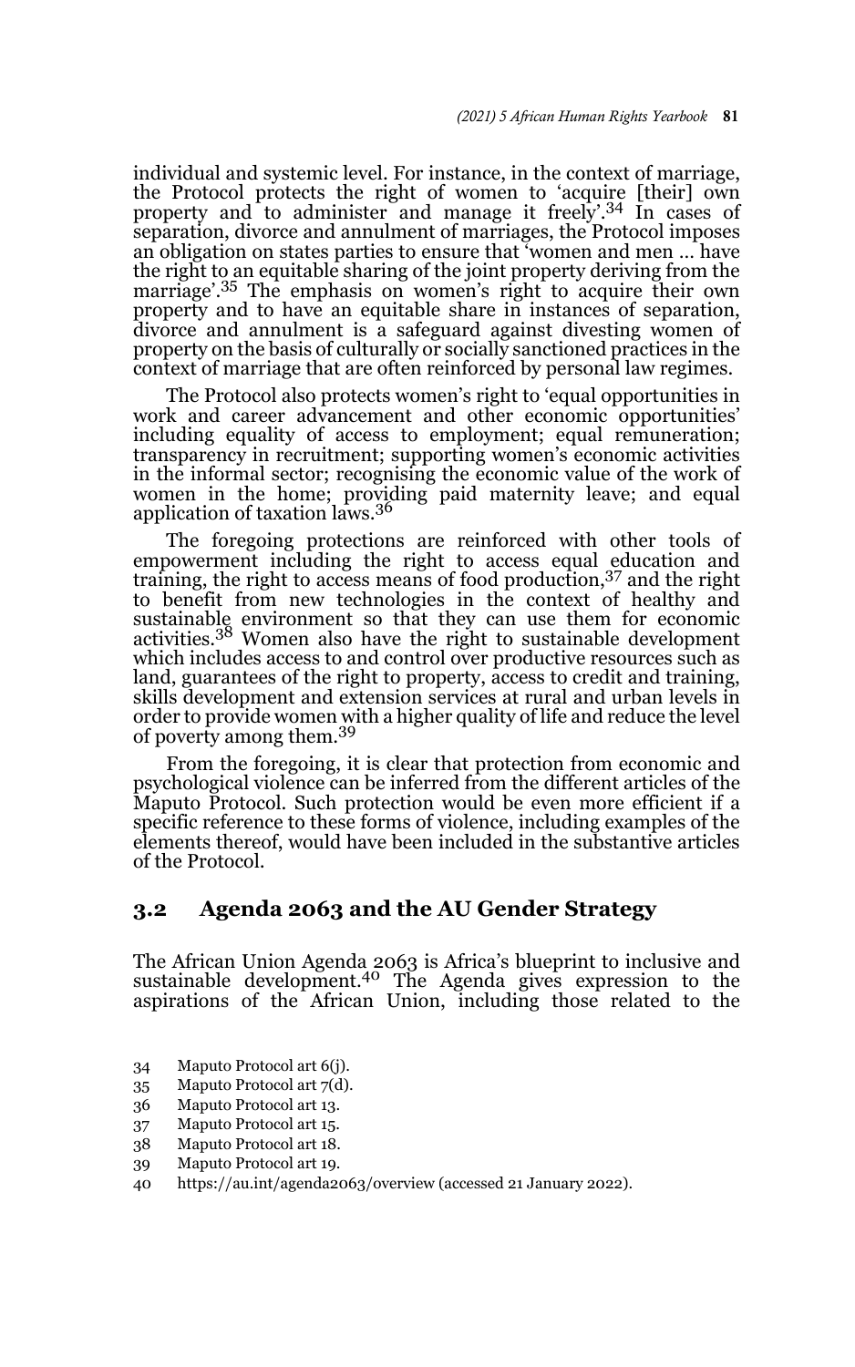individual and systemic level. For instance, in the context of marriage, the Protocol protects the right of women to 'acquire [their] own property and to administer and manage it freely'.[34] In cases of separation, divorce and annulment of marriages, the Protocol imposes an obligation on states parties to ensure that 'women and men … have the right to an equitable sharing of the joint property deriving from the marriage'.[35] The emphasis on women's right to acquire their own property and to have an equitable share in instances of separation, divorce and annulment is a safeguard against divesting women of property on the basis of culturally or socially sanctioned practices in the context of marriage that are often reinforced by personal law regimes.

The Protocol also protects women's right to 'equal opportunities in work and career advancement and other economic opportunities' including equality of access to employment; equal remuneration; transparency in recruitment; supporting women's economic activities in the informal sector; recognising the economic value of the work of women in the home; providing paid maternity leave; and equal application of taxation laws.[36]

The foregoing protections are reinforced with other tools of empowerment including the right to access equal education and training, the right to access means of food production,[37] and the right to benefit from new technologies in the context of healthy and sustainable environment so that they can use them for economic activities.[38] Women also have the right to sustainable development which includes access to and control over productive resources such as land, guarantees of the right to property, access to credit and training, skills development and extension services at rural and urban levels in order to provide women with a higher quality of life and reduce the level of poverty among them.[39]

From the foregoing, it is clear that protection from economic and psychological violence can be inferred from the different articles of the Maputo Protocol. Such protection would be even more efficient if a specific reference to these forms of violence, including examples of the elements thereof, would have been included in the substantive articles of the Protocol.

## 3.2 Agenda 2063 and the AU Gender Strategy

The African Union Agenda 2063 is Africa's blueprint to inclusive and sustainable development.[40] The Agenda gives expression to the aspirations of the African Union, including those related to the

34 Maputo Protocol art 6(j).
35 Maputo Protocol art 7(d).
36 Maputo Protocol art 13.
37 Maputo Protocol art 15.
38 Maputo Protocol art 18.
39 Maputo Protocol art 19.
40 https://au.int/agenda2063/overview (accessed 21 January 2022).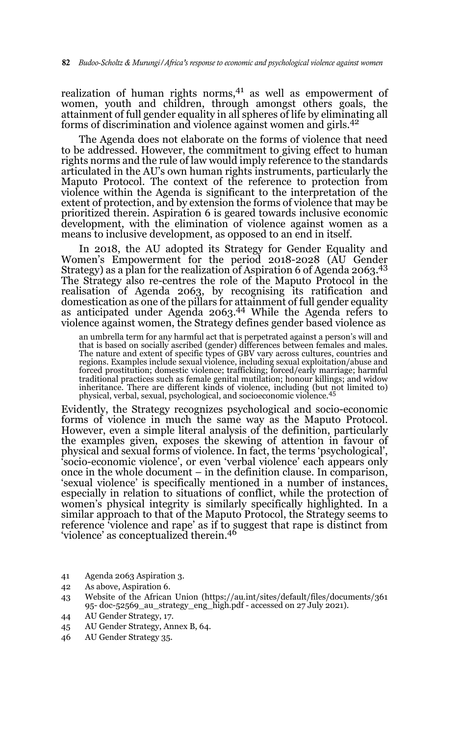realization of human rights norms,[41] as well as empowerment of women, youth and children, through amongst others goals, the attainment of full gender equality in all spheres of life by eliminating all forms of discrimination and violence against women and girls.[42]

The Agenda does not elaborate on the forms of violence that need to be addressed. However, the commitment to giving effect to human rights norms and the rule of law would imply reference to the standards articulated in the AU's own human rights instruments, particularly the Maputo Protocol. The context of the reference to protection from violence within the Agenda is significant to the interpretation of the extent of protection, and by extension the forms of violence that may be prioritized therein. Aspiration 6 is geared towards inclusive economic development, with the elimination of violence against women as a means to inclusive development, as opposed to an end in itself.

In 2018, the AU adopted its Strategy for Gender Equality and Women's Empowerment for the period 2018-2028 (AU Gender Strategy) as a plan for the realization of Aspiration 6 of Agenda 2063.[43] The Strategy also re-centres the role of the Maputo Protocol in the realisation of Agenda 2063, by recognising its ratification and domestication as one of the pillars for attainment of full gender equality as anticipated under Agenda 2063.[44] While the Agenda refers to violence against women, the Strategy defines gender based violence as

> an umbrella term for any harmful act that is perpetrated against a person's will and that is based on socially ascribed (gender) differences between females and males. The nature and extent of specific types of GBV vary across cultures, countries and regions. Examples include sexual violence, including sexual exploitation/abuse and forced prostitution; domestic violence; trafficking; forced/early marriage; harmful traditional practices such as female genital mutilation; honour killings; and widow inheritance. There are different kinds of violence, including (but not limited to) physical, verbal, sexual, psychological, and socioeconomic violence.[45]

Evidently, the Strategy recognizes psychological and socio-economic forms of violence in much the same way as the Maputo Protocol. However, even a simple literal analysis of the definition, particularly the examples given, exposes the skewing of attention in favour of physical and sexual forms of violence. In fact, the terms 'psychological', 'socio-economic violence', or even 'verbal violence' each appears only once in the whole document – in the definition clause. In comparison, 'sexual violence' is specifically mentioned in a number of instances, especially in relation to situations of conflict, while the protection of women's physical integrity is similarly specifically highlighted. In a similar approach to that of the Maputo Protocol, the Strategy seems to reference 'violence and rape' as if to suggest that rape is distinct from 'violence' as conceptualized therein.[46]

41 Agenda 2063 Aspiration 3.

42 As above, Aspiration 6.

43 Website of the African Union (https://au.int/sites/default/files/documents/36195- doc-52569_au_strategy_eng_high.pdf - accessed on 27 July 2021).

44 AU Gender Strategy, 17.

45 AU Gender Strategy, Annex B, 64.

46 AU Gender Strategy 35.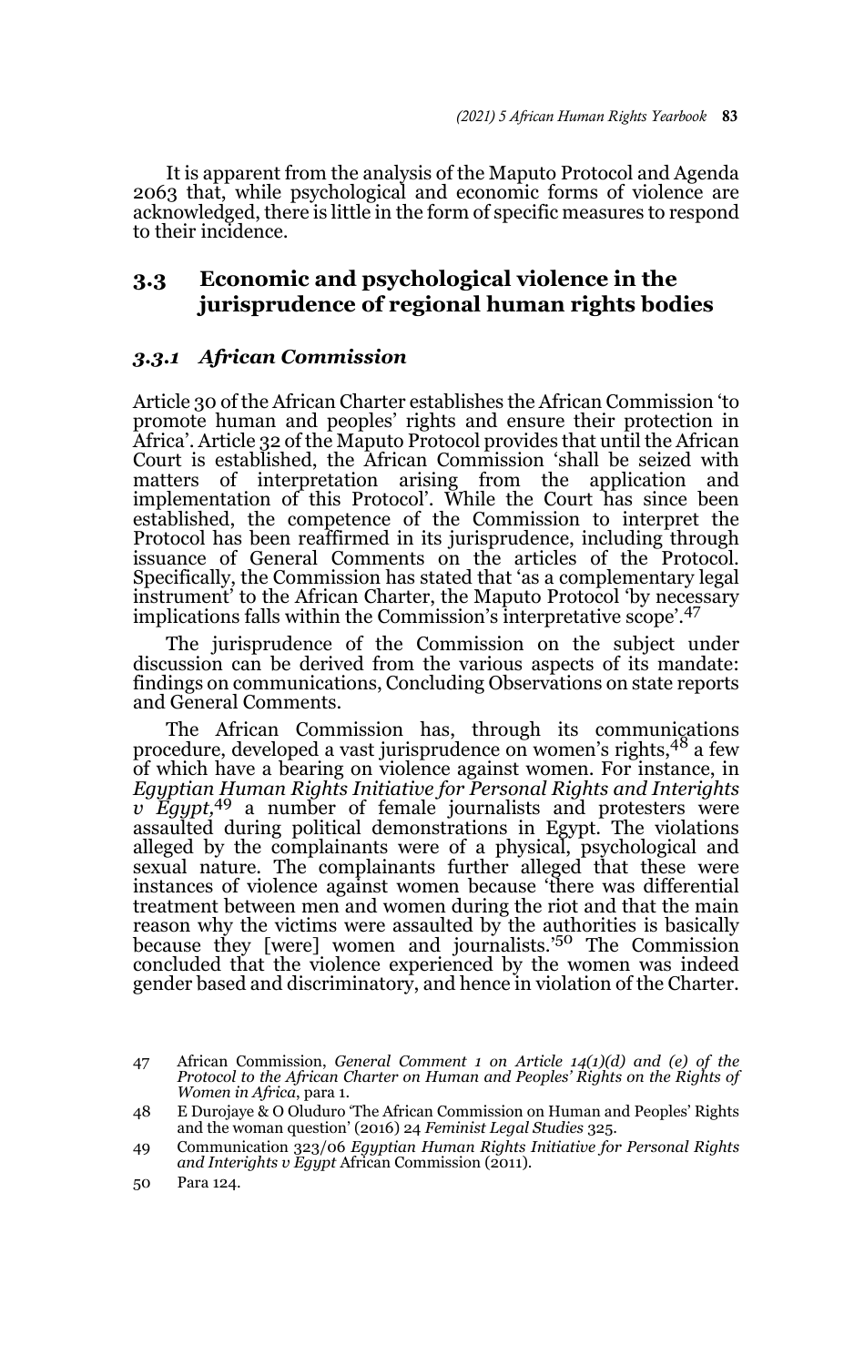It is apparent from the analysis of the Maputo Protocol and Agenda 2063 that, while psychological and economic forms of violence are acknowledged, there is little in the form of specific measures to respond to their incidence.

## 3.3 Economic and psychological violence in the jurisprudence of regional human rights bodies

### *3.3.1 African Commission*

Article 30 of the African Charter establishes the African Commission 'to promote human and peoples' rights and ensure their protection in Africa'. Article 32 of the Maputo Protocol provides that until the African Court is established, the African Commission 'shall be seized with matters of interpretation arising from the application and implementation of this Protocol'. While the Court has since been established, the competence of the Commission to interpret the Protocol has been reaffirmed in its jurisprudence, including through issuance of General Comments on the articles of the Protocol. Specifically, the Commission has stated that 'as a complementary legal instrument' to the African Charter, the Maputo Protocol 'by necessary implications falls within the Commission's interpretative scope'.[47]

The jurisprudence of the Commission on the subject under discussion can be derived from the various aspects of its mandate: findings on communications, Concluding Observations on state reports and General Comments.

The African Commission has, through its communications procedure, developed a vast jurisprudence on women's rights,[48] a few of which have a bearing on violence against women. For instance, in *Egyptian Human Rights Initiative for Personal Rights and Interights v Egypt,*[49] a number of female journalists and protesters were assaulted during political demonstrations in Egypt. The violations alleged by the complainants were of a physical, psychological and sexual nature. The complainants further alleged that these were instances of violence against women because 'there was differential treatment between men and women during the riot and that the main reason why the victims were assaulted by the authorities is basically because they [were] women and journalists.'[50] The Commission concluded that the violence experienced by the women was indeed gender based and discriminatory, and hence in violation of the Charter.

---

47 African Commission, *General Comment 1 on Article 14(1)(d) and (e) of the Protocol to the African Charter on Human and Peoples' Rights on the Rights of Women in Africa*, para 1.

48 E Durojaye & O Oluduro 'The African Commission on Human and Peoples' Rights and the woman question' (2016) 24 *Feminist Legal Studies* 325.

49 Communication 323/06 *Egyptian Human Rights Initiative for Personal Rights and Interights v Egypt* African Commission (2011).

50 Para 124.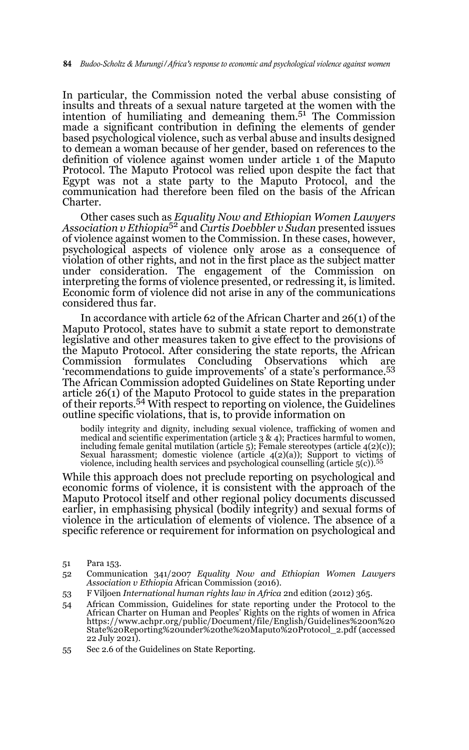In particular, the Commission noted the verbal abuse consisting of insults and threats of a sexual nature targeted at the women with the intention of humiliating and demeaning them.[51] The Commission made a significant contribution in defining the elements of gender based psychological violence, such as verbal abuse and insults designed to demean a woman because of her gender, based on references to the definition of violence against women under article 1 of the Maputo Protocol. The Maputo Protocol was relied upon despite the fact that Egypt was not a state party to the Maputo Protocol, and the communication had therefore been filed on the basis of the African Charter.

Other cases such as *Equality Now and Ethiopian Women Lawyers Association v Ethiopia*[52] and *Curtis Doebbler v Sudan* presented issues of violence against women to the Commission. In these cases, however, psychological aspects of violence only arose as a consequence of violation of other rights, and not in the first place as the subject matter under consideration. The engagement of the Commission on interpreting the forms of violence presented, or redressing it, is limited. Economic form of violence did not arise in any of the communications considered thus far.

In accordance with article 62 of the African Charter and 26(1) of the Maputo Protocol, states have to submit a state report to demonstrate legislative and other measures taken to give effect to the provisions of the Maputo Protocol. After considering the state reports, the African Commission formulates Concluding Observations which are 'recommendations to guide improvements' of a state's performance.[53] The African Commission adopted Guidelines on State Reporting under article 26(1) of the Maputo Protocol to guide states in the preparation of their reports.[54] With respect to reporting on violence, the Guidelines outline specific violations, that is, to provide information on

> bodily integrity and dignity, including sexual violence, trafficking of women and medical and scientific experimentation (article 3 & 4); Practices harmful to women, including female genital mutilation (article 5); Female stereotypes (article 4(2)(c)); Sexual harassment; domestic violence (article 4(2)(a)); Support to victims of violence, including health services and psychological counselling (article 5(c)).[55]

While this approach does not preclude reporting on psychological and economic forms of violence, it is consistent with the approach of the Maputo Protocol itself and other regional policy documents discussed earlier, in emphasising physical (bodily integrity) and sexual forms of violence in the articulation of elements of violence. The absence of a specific reference or requirement for information on psychological and

---

51 Para 153.

52 Communication 341/2007 *Equality Now and Ethiopian Women Lawyers Association v Ethiopia* African Commission (2016).

53 F Viljoen *International human rights law in Africa* 2nd edition (2012) 365.

54 African Commission, Guidelines for state reporting under the Protocol to the African Charter on Human and Peoples' Rights on the rights of women in Africa https://www.achpr.org/public/Document/file/English/Guidelines%20on%20State%20Reporting%20under%20the%20Maputo%20Protocol_2.pdf (accessed 22 July 2021).

55 Sec 2.6 of the Guidelines on State Reporting.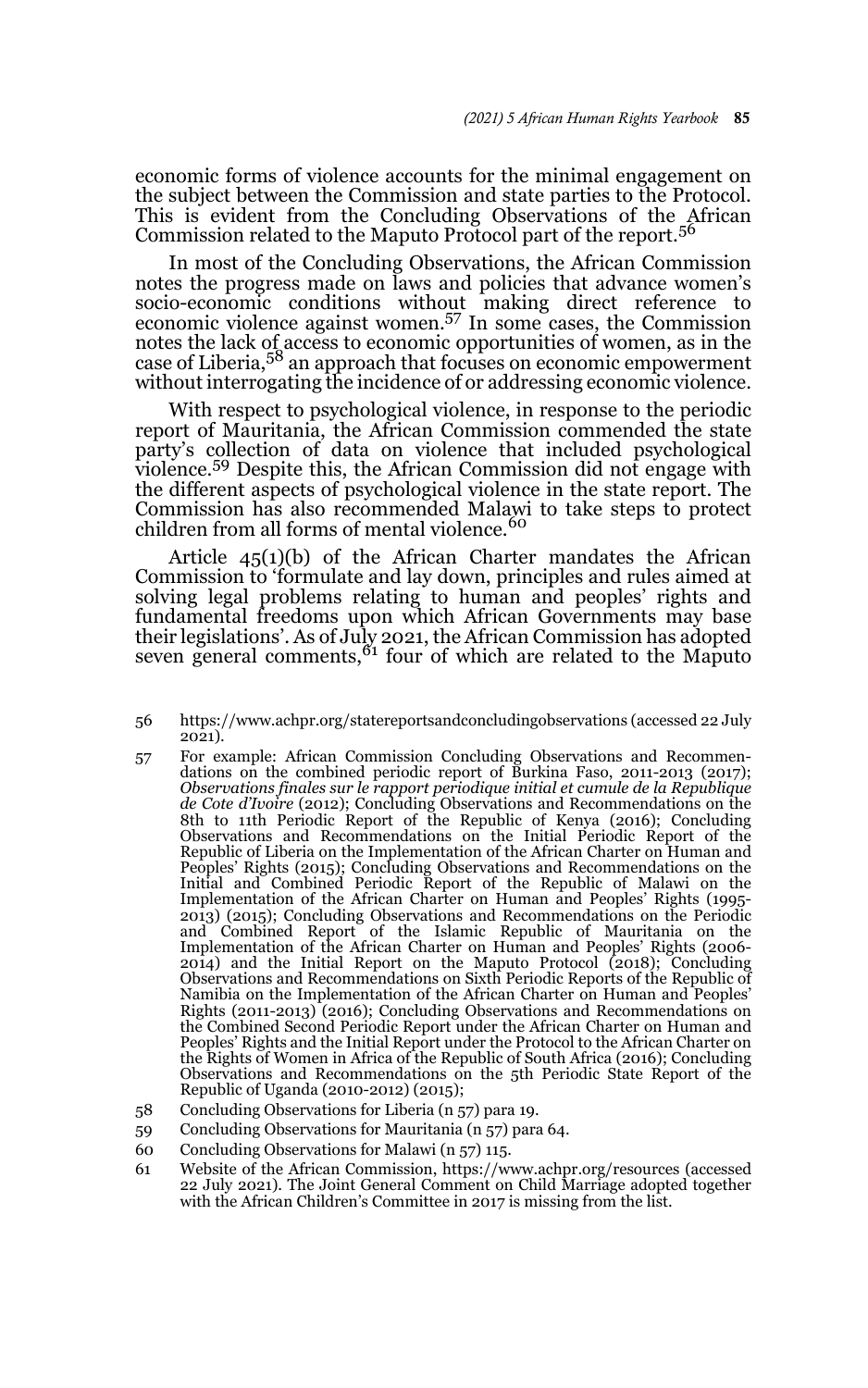economic forms of violence accounts for the minimal engagement on the subject between the Commission and state parties to the Protocol. This is evident from the Concluding Observations of the African Commission related to the Maputo Protocol part of the report.[56]

In most of the Concluding Observations, the African Commission notes the progress made on laws and policies that advance women's socio-economic conditions without making direct reference to economic violence against women.[57] In some cases, the Commission notes the lack of access to economic opportunities of women, as in the case of Liberia,[58] an approach that focuses on economic empowerment without interrogating the incidence of or addressing economic violence.

With respect to psychological violence, in response to the periodic report of Mauritania, the African Commission commended the state party's collection of data on violence that included psychological violence.[59] Despite this, the African Commission did not engage with the different aspects of psychological violence in the state report. The Commission has also recommended Malawi to take steps to protect children from all forms of mental violence.[60]

Article 45(1)(b) of the African Charter mandates the African Commission to 'formulate and lay down, principles and rules aimed at solving legal problems relating to human and peoples' rights and fundamental freedoms upon which African Governments may base their legislations'. As of July 2021, the African Commission has adopted seven general comments,[61] four of which are related to the Maputo

56 https://www.achpr.org/statereportsandconcludingobservations (accessed 22 July 2021).

57 For example: African Commission Concluding Observations and Recommendations on the combined periodic report of Burkina Faso, 2011-2013 (2017); *Observations finales sur le rapport periodique initial et cumule de la Republique de Cote d'Ivoire* (2012); Concluding Observations and Recommendations on the 8th to 11th Periodic Report of the Republic of Kenya (2016); Concluding Observations and Recommendations on the Initial Periodic Report of the Republic of Liberia on the Implementation of the African Charter on Human and Peoples' Rights (2015); Concluding Observations and Recommendations on the Initial and Combined Periodic Report of the Republic of Malawi on the Implementation of the African Charter on Human and Peoples' Rights (1995-2013) (2015); Concluding Observations and Recommendations on the Periodic and Combined Report of the Islamic Republic of Mauritania on the Implementation of the African Charter on Human and Peoples' Rights (2006-2014) and the Initial Report on the Maputo Protocol (2018); Concluding Observations and Recommendations on Sixth Periodic Reports of the Republic of Namibia on the Implementation of the African Charter on Human and Peoples' Rights (2011-2013) (2016); Concluding Observations and Recommendations on the Combined Second Periodic Report under the African Charter on Human and Peoples' Rights and the Initial Report under the Protocol to the African Charter on the Rights of Women in Africa of the Republic of South Africa (2016); Concluding Observations and Recommendations on the 5th Periodic State Report of the Republic of Uganda (2010-2012) (2015);

58 Concluding Observations for Liberia (n 57) para 19.

59 Concluding Observations for Mauritania (n 57) para 64.

60 Concluding Observations for Malawi (n 57) 115.

61 Website of the African Commission, https://www.achpr.org/resources (accessed 22 July 2021). The Joint General Comment on Child Marriage adopted together with the African Children's Committee in 2017 is missing from the list.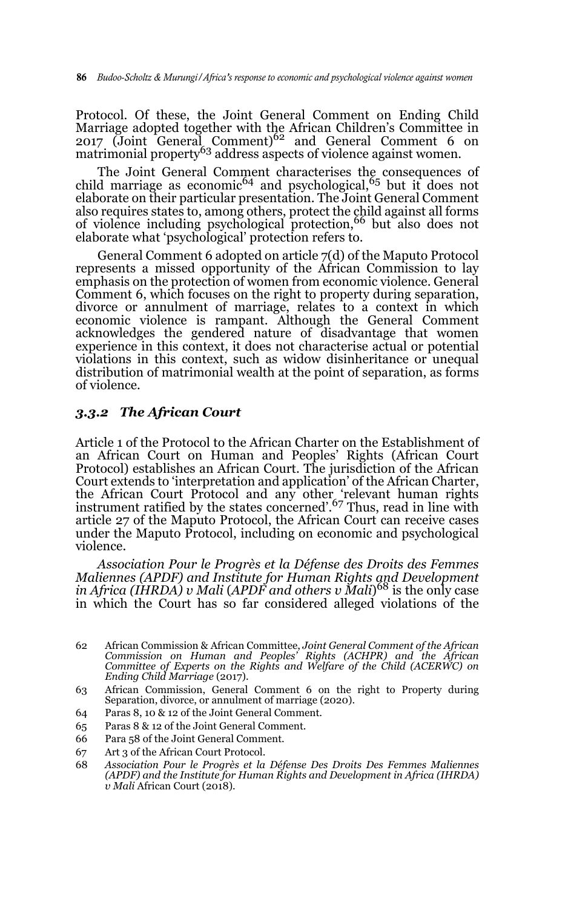Protocol. Of these, the Joint General Comment on Ending Child Marriage adopted together with the African Children's Committee in 2017 (Joint General Comment)[62] and General Comment 6 on matrimonial property[63] address aspects of violence against women.

The Joint General Comment characterises the consequences of child marriage as economic[64] and psychological,[65] but it does not elaborate on their particular presentation. The Joint General Comment also requires states to, among others, protect the child against all forms of violence including psychological protection,[66] but also does not elaborate what 'psychological' protection refers to.

General Comment 6 adopted on article 7(d) of the Maputo Protocol represents a missed opportunity of the African Commission to lay emphasis on the protection of women from economic violence. General Comment 6, which focuses on the right to property during separation, divorce or annulment of marriage, relates to a context in which economic violence is rampant. Although the General Comment acknowledges the gendered nature of disadvantage that women experience in this context, it does not characterise actual or potential violations in this context, such as widow disinheritance or unequal distribution of matrimonial wealth at the point of separation, as forms of violence.

### *3.3.2 The African Court*

Article 1 of the Protocol to the African Charter on the Establishment of an African Court on Human and Peoples' Rights (African Court Protocol) establishes an African Court. The jurisdiction of the African Court extends to 'interpretation and application' of the African Charter, the African Court Protocol and any other 'relevant human rights instrument ratified by the states concerned'.[67] Thus, read in line with article 27 of the Maputo Protocol, the African Court can receive cases under the Maputo Protocol, including on economic and psychological violence.

*Association Pour le Progrès et la Défense des Droits des Femmes Maliennes (APDF) and Institute for Human Rights and Development in Africa (IHRDA) v Mali* (*APDF and others v Mali*)[68] is the only case in which the Court has so far considered alleged violations of the

62 African Commission & African Committee, *Joint General Comment of the African Commission on Human and Peoples' Rights (ACHPR) and the African Committee of Experts on the Rights and Welfare of the Child (ACERWC) on Ending Child Marriage* (2017).

63 African Commission, General Comment 6 on the right to Property during Separation, divorce, or annulment of marriage (2020).

64 Paras 8, 10 & 12 of the Joint General Comment.

65 Paras 8 & 12 of the Joint General Comment.

66 Para 58 of the Joint General Comment.

67 Art 3 of the African Court Protocol.

68 *Association Pour le Progrès et la Défense Des Droits Des Femmes Maliennes (APDF) and the Institute for Human Rights and Development in Africa (IHRDA) v Mali* African Court (2018).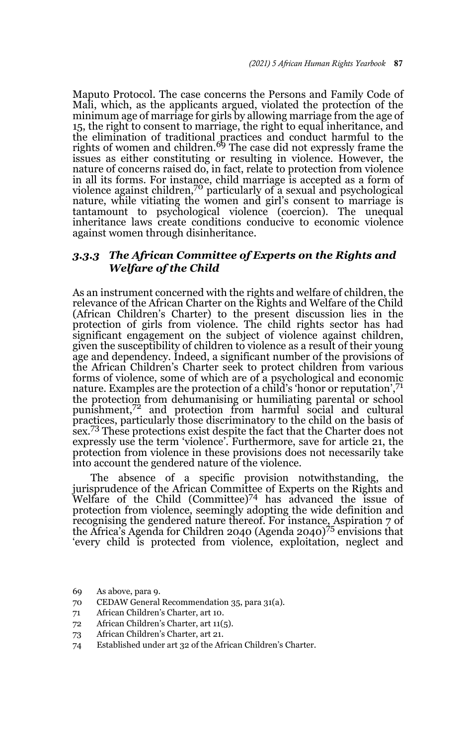Maputo Protocol. The case concerns the Persons and Family Code of Mali, which, as the applicants argued, violated the protection of the minimum age of marriage for girls by allowing marriage from the age of 15, the right to consent to marriage, the right to equal inheritance, and the elimination of traditional practices and conduct harmful to the rights of women and children.[69] The case did not expressly frame the issues as either constituting or resulting in violence. However, the nature of concerns raised do, in fact, relate to protection from violence in all its forms. For instance, child marriage is accepted as a form of violence against children,[70] particularly of a sexual and psychological nature, while vitiating the women and girl's consent to marriage is tantamount to psychological violence (coercion). The unequal inheritance laws create conditions conducive to economic violence against women through disinheritance.

### *3.3.3 The African Committee of Experts on the Rights and Welfare of the Child*

As an instrument concerned with the rights and welfare of children, the relevance of the African Charter on the Rights and Welfare of the Child (African Children's Charter) to the present discussion lies in the protection of girls from violence. The child rights sector has had significant engagement on the subject of violence against children, given the susceptibility of children to violence as a result of their young age and dependency. Indeed, a significant number of the provisions of the African Children's Charter seek to protect children from various forms of violence, some of which are of a psychological and economic nature. Examples are the protection of a child's 'honor or reputation',[71] the protection from dehumanising or humiliating parental or school punishment,[72] and protection from harmful social and cultural practices, particularly those discriminatory to the child on the basis of sex.[73] These protections exist despite the fact that the Charter does not expressly use the term 'violence'. Furthermore, save for article 21, the protection from violence in these provisions does not necessarily take into account the gendered nature of the violence.

The absence of a specific provision notwithstanding, the jurisprudence of the African Committee of Experts on the Rights and Welfare of the Child (Committee)[74] has advanced the issue of protection from violence, seemingly adopting the wide definition and recognising the gendered nature thereof. For instance, Aspiration 7 of the Africa's Agenda for Children 2040 (Agenda 2040)[75] envisions that 'every child is protected from violence, exploitation, neglect and

69 As above, para 9.

70 CEDAW General Recommendation 35, para 31(a).

71 African Children's Charter, art 10.

72 African Children's Charter, art 11(5).

73 African Children's Charter, art 21.

74 Established under art 32 of the African Children's Charter.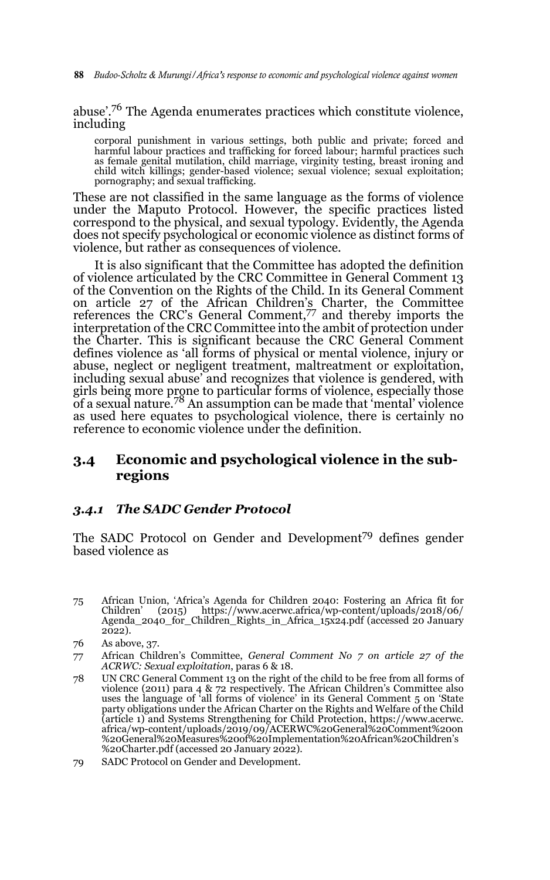abuse'.[76] The Agenda enumerates practices which constitute violence, including

> corporal punishment in various settings, both public and private; forced and harmful labour practices and trafficking for forced labour; harmful practices such as female genital mutilation, child marriage, virginity testing, breast ironing and child witch killings; gender-based violence; sexual violence; sexual exploitation; pornography; and sexual trafficking.

These are not classified in the same language as the forms of violence under the Maputo Protocol. However, the specific practices listed correspond to the physical, and sexual typology. Evidently, the Agenda does not specify psychological or economic violence as distinct forms of violence, but rather as consequences of violence.

It is also significant that the Committee has adopted the definition of violence articulated by the CRC Committee in General Comment 13 of the Convention on the Rights of the Child. In its General Comment on article 27 of the African Children's Charter, the Committee references the CRC's General Comment,[77] and thereby imports the interpretation of the CRC Committee into the ambit of protection under the Charter. This is significant because the CRC General Comment defines violence as 'all forms of physical or mental violence, injury or abuse, neglect or negligent treatment, maltreatment or exploitation, including sexual abuse' and recognizes that violence is gendered, with girls being more prone to particular forms of violence, especially those of a sexual nature.[78] An assumption can be made that 'mental' violence as used here equates to psychological violence, there is certainly no reference to economic violence under the definition.

## 3.4 Economic and psychological violence in the sub-regions

### *3.4.1 The SADC Gender Protocol*

The SADC Protocol on Gender and Development[79] defines gender based violence as

---

75 African Union, 'Africa's Agenda for Children 2040: Fostering an Africa fit for Children' (2015) https://www.acerwc.africa/wp-content/uploads/2018/06/Agenda_2040_for_Children_Rights_in_Africa_15x24.pdf (accessed 20 January 2022).

76 As above, 37.

77 African Children's Committee, *General Comment No 7 on article 27 of the ACRWC: Sexual exploitation*, paras 6 & 18.

78 UN CRC General Comment 13 on the right of the child to be free from all forms of violence (2011) para 4 & 72 respectively. The African Children's Committee also uses the language of 'all forms of violence' in its General Comment 5 on 'State party obligations under the African Charter on the Rights and Welfare of the Child (article 1) and Systems Strengthening for Child Protection, https://www.acerwc.africa/wp-content/uploads/2019/09/ACERWC%20General%20Comment%20on%20General%20Measures%20of%20Implementation%20African%20Children's%20Charter.pdf (accessed 20 January 2022).

79 SADC Protocol on Gender and Development.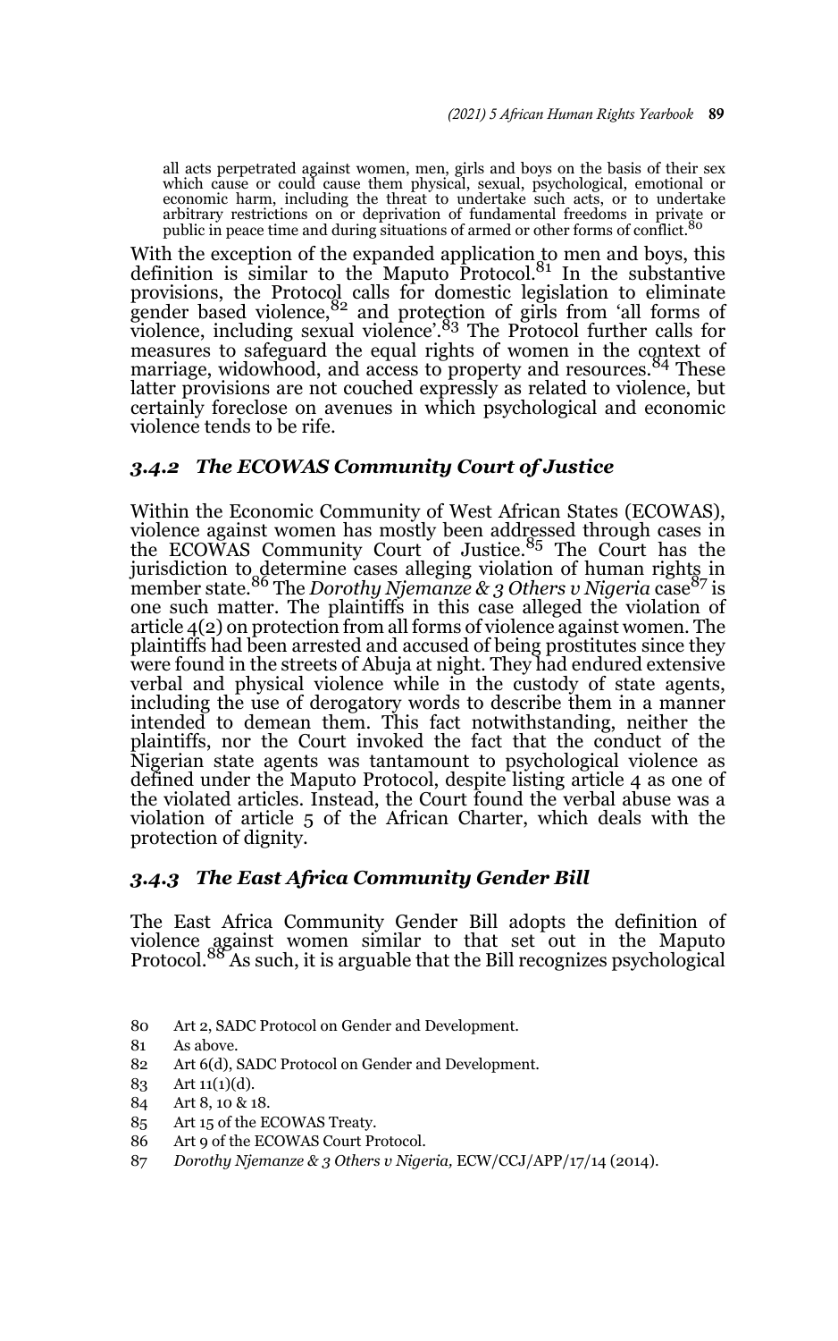all acts perpetrated against women, men, girls and boys on the basis of their sex which cause or could cause them physical, sexual, psychological, emotional or economic harm, including the threat to undertake such acts, or to undertake arbitrary restrictions on or deprivation of fundamental freedoms in private or public in peace time and during situations of armed or other forms of conflict.[80]

With the exception of the expanded application to men and boys, this definition is similar to the Maputo Protocol.[81] In the substantive provisions, the Protocol calls for domestic legislation to eliminate gender based violence,[82] and protection of girls from 'all forms of violence, including sexual violence'.[83] The Protocol further calls for measures to safeguard the equal rights of women in the context of marriage, widowhood, and access to property and resources.[84] These latter provisions are not couched expressly as related to violence, but certainly foreclose on avenues in which psychological and economic violence tends to be rife.

### *3.4.2 The ECOWAS Community Court of Justice*

Within the Economic Community of West African States (ECOWAS), violence against women has mostly been addressed through cases in the ECOWAS Community Court of Justice.[85] The Court has the jurisdiction to determine cases alleging violation of human rights in member state.[86] The *Dorothy Njemanze & 3 Others v Nigeria* case[87] is one such matter. The plaintiffs in this case alleged the violation of article 4(2) on protection from all forms of violence against women. The plaintiffs had been arrested and accused of being prostitutes since they were found in the streets of Abuja at night. They had endured extensive verbal and physical violence while in the custody of state agents, including the use of derogatory words to describe them in a manner intended to demean them. This fact notwithstanding, neither the plaintiffs, nor the Court invoked the fact that the conduct of the Nigerian state agents was tantamount to psychological violence as defined under the Maputo Protocol, despite listing article 4 as one of the violated articles. Instead, the Court found the verbal abuse was a violation of article 5 of the African Charter, which deals with the protection of dignity.

### *3.4.3 The East Africa Community Gender Bill*

The East Africa Community Gender Bill adopts the definition of violence against women similar to that set out in the Maputo Protocol.[88] As such, it is arguable that the Bill recognizes psychological

80 Art 2, SADC Protocol on Gender and Development.

81 As above.

82 Art 6(d), SADC Protocol on Gender and Development.

83 Art 11(1)(d).

84 Art 8, 10 & 18.

85 Art 15 of the ECOWAS Treaty.

86 Art 9 of the ECOWAS Court Protocol.

87 *Dorothy Njemanze & 3 Others v Nigeria,* ECW/CCJ/APP/17/14 (2014).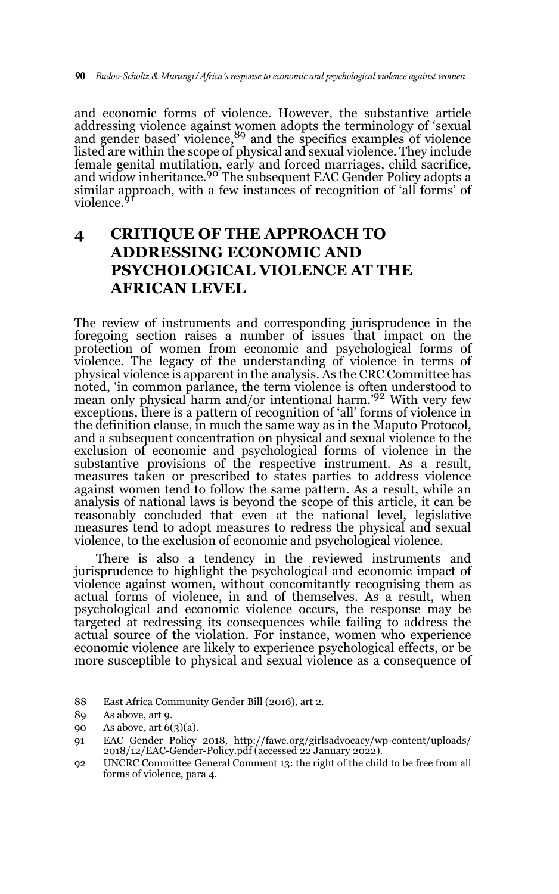and economic forms of violence. However, the substantive article addressing violence against women adopts the terminology of 'sexual and gender based' violence,[89] and the specifics examples of violence listed are within the scope of physical and sexual violence. They include female genital mutilation, early and forced marriages, child sacrifice, and widow inheritance.[90] The subsequent EAC Gender Policy adopts a similar approach, with a few instances of recognition of 'all forms' of violence.[91]

## 4 CRITIQUE OF THE APPROACH TO ADDRESSING ECONOMIC AND PSYCHOLOGICAL VIOLENCE AT THE AFRICAN LEVEL

The review of instruments and corresponding jurisprudence in the foregoing section raises a number of issues that impact on the protection of women from economic and psychological forms of violence. The legacy of the understanding of violence in terms of physical violence is apparent in the analysis. As the CRC Committee has noted, 'in common parlance, the term violence is often understood to mean only physical harm and/or intentional harm.'[92] With very few exceptions, there is a pattern of recognition of 'all' forms of violence in the definition clause, in much the same way as in the Maputo Protocol, and a subsequent concentration on physical and sexual violence to the exclusion of economic and psychological forms of violence in the substantive provisions of the respective instrument. As a result, measures taken or prescribed to states parties to address violence against women tend to follow the same pattern. As a result, while an analysis of national laws is beyond the scope of this article, it can be reasonably concluded that even at the national level, legislative measures tend to adopt measures to redress the physical and sexual violence, to the exclusion of economic and psychological violence.

There is also a tendency in the reviewed instruments and jurisprudence to highlight the psychological and economic impact of violence against women, without concomitantly recognising them as actual forms of violence, in and of themselves. As a result, when psychological and economic violence occurs, the response may be targeted at redressing its consequences while failing to address the actual source of the violation. For instance, women who experience economic violence are likely to experience psychological effects, or be more susceptible to physical and sexual violence as a consequence of

---

88 East Africa Community Gender Bill (2016), art 2.

89 As above, art 9.

90 As above, art 6(3)(a).

91 EAC Gender Policy 2018, http://fawe.org/girlsadvocacy/wp-content/uploads/2018/12/EAC-Gender-Policy.pdf (accessed 22 January 2022).

92 UNCRC Committee General Comment 13: the right of the child to be free from all forms of violence, para 4.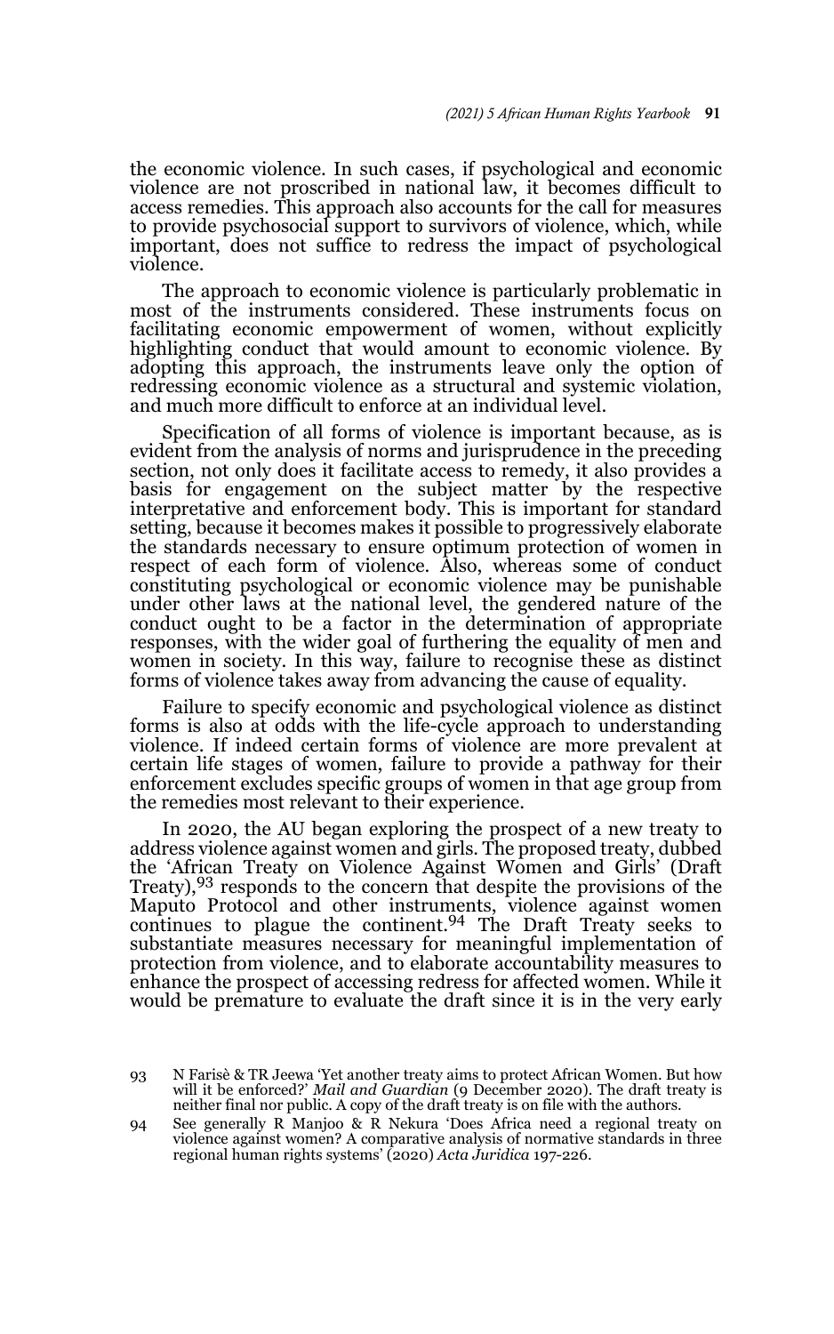the economic violence. In such cases, if psychological and economic violence are not proscribed in national law, it becomes difficult to access remedies. This approach also accounts for the call for measures to provide psychosocial support to survivors of violence, which, while important, does not suffice to redress the impact of psychological violence.

The approach to economic violence is particularly problematic in most of the instruments considered. These instruments focus on facilitating economic empowerment of women, without explicitly highlighting conduct that would amount to economic violence. By adopting this approach, the instruments leave only the option of redressing economic violence as a structural and systemic violation, and much more difficult to enforce at an individual level.

Specification of all forms of violence is important because, as is evident from the analysis of norms and jurisprudence in the preceding section, not only does it facilitate access to remedy, it also provides a basis for engagement on the subject matter by the respective interpretative and enforcement body. This is important for standard setting, because it becomes makes it possible to progressively elaborate the standards necessary to ensure optimum protection of women in respect of each form of violence. Also, whereas some of conduct constituting psychological or economic violence may be punishable under other laws at the national level, the gendered nature of the conduct ought to be a factor in the determination of appropriate responses, with the wider goal of furthering the equality of men and women in society. In this way, failure to recognise these as distinct forms of violence takes away from advancing the cause of equality.

Failure to specify economic and psychological violence as distinct forms is also at odds with the life-cycle approach to understanding violence. If indeed certain forms of violence are more prevalent at certain life stages of women, failure to provide a pathway for their enforcement excludes specific groups of women in that age group from the remedies most relevant to their experience.

In 2020, the AU began exploring the prospect of a new treaty to address violence against women and girls. The proposed treaty, dubbed the 'African Treaty on Violence Against Women and Girls' (Draft Treaty),[93] responds to the concern that despite the provisions of the Maputo Protocol and other instruments, violence against women continues to plague the continent.[94] The Draft Treaty seeks to substantiate measures necessary for meaningful implementation of protection from violence, and to elaborate accountability measures to enhance the prospect of accessing redress for affected women. While it would be premature to evaluate the draft since it is in the very early

---

93 N Farisè & TR Jeewa 'Yet another treaty aims to protect African Women. But how will it be enforced?' *Mail and Guardian* (9 December 2020). The draft treaty is neither final nor public. A copy of the draft treaty is on file with the authors.

94 See generally R Manjoo & R Nekura 'Does Africa need a regional treaty on violence against women? A comparative analysis of normative standards in three regional human rights systems' (2020) *Acta Juridica* 197-226.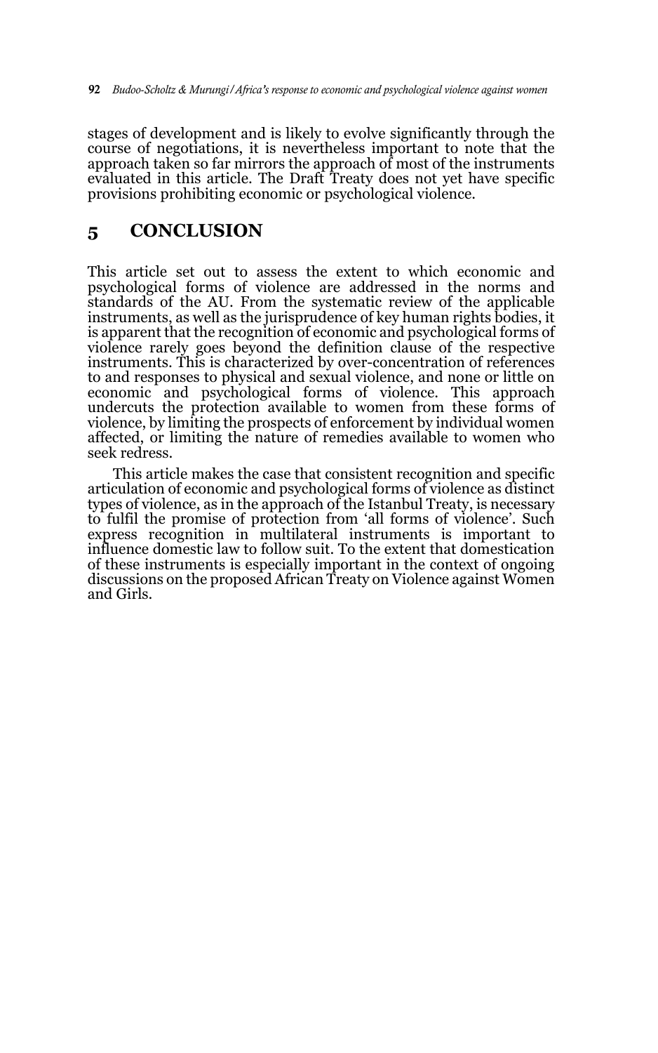stages of development and is likely to evolve significantly through the course of negotiations, it is nevertheless important to note that the approach taken so far mirrors the approach of most of the instruments evaluated in this article. The Draft Treaty does not yet have specific provisions prohibiting economic or psychological violence.

## 5 CONCLUSION

This article set out to assess the extent to which economic and psychological forms of violence are addressed in the norms and standards of the AU. From the systematic review of the applicable instruments, as well as the jurisprudence of key human rights bodies, it is apparent that the recognition of economic and psychological forms of violence rarely goes beyond the definition clause of the respective instruments. This is characterized by over-concentration of references to and responses to physical and sexual violence, and none or little on economic and psychological forms of violence. This approach undercuts the protection available to women from these forms of violence, by limiting the prospects of enforcement by individual women affected, or limiting the nature of remedies available to women who seek redress.

This article makes the case that consistent recognition and specific articulation of economic and psychological forms of violence as distinct types of violence, as in the approach of the Istanbul Treaty, is necessary to fulfil the promise of protection from 'all forms of violence'. Such express recognition in multilateral instruments is important to influence domestic law to follow suit. To the extent that domestication of these instruments is especially important in the context of ongoing discussions on the proposed African Treaty on Violence against Women and Girls.